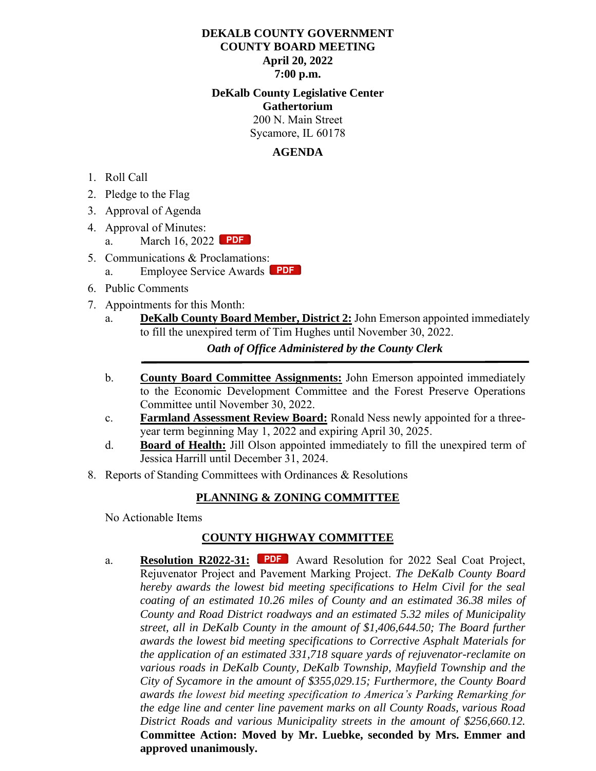**DEKALB COUNTY GOVERNMENT**
**COUNTY BOARD MEETING**
**April 20, 2022**
**7:00 p.m.**

**DeKalb County Legislative Center**
**Gathertorium**
200 N. Main Street
Sycamore, IL 60178

## AGENDA

1. Roll Call
2. Pledge to the Flag
3. Approval of Agenda
4. Approval of Minutes:
   a. March 16, 2022 PDF
5. Communications & Proclamations:
   a. Employee Service Awards PDF
6. Public Comments
7. Appointments for this Month:
   a. **DeKalb County Board Member, District 2:** John Emerson appointed immediately to fill the unexpired term of Tim Hughes until November 30, 2022.

      ***Oath of Office Administered by the County Clerk***

   ---

   b. **County Board Committee Assignments:** John Emerson appointed immediately to the Economic Development Committee and the Forest Preserve Operations Committee until November 30, 2022.
   c. **Farmland Assessment Review Board:** Ronald Ness newly appointed for a three-year term beginning May 1, 2022 and expiring April 30, 2025.
   d. **Board of Health:** Jill Olson appointed immediately to fill the unexpired term of Jessica Harrill until December 31, 2024.
8. Reports of Standing Committees with Ordinances & Resolutions

### PLANNING & ZONING COMMITTEE

No Actionable Items

### COUNTY HIGHWAY COMMITTEE

a. **Resolution R2022-31:** PDF Award Resolution for 2022 Seal Coat Project, Rejuvenator Project and Pavement Marking Project. *The DeKalb County Board hereby awards the lowest bid meeting specifications to Helm Civil for the seal coating of an estimated 10.26 miles of County and an estimated 36.38 miles of County and Road District roadways and an estimated 5.32 miles of Municipality street, all in DeKalb County in the amount of $1,406,644.50; The Board further awards the lowest bid meeting specifications to Corrective Asphalt Materials for the application of an estimated 331,718 square yards of rejuvenator-reclamite on various roads in DeKalb County, DeKalb Township, Mayfield Township and the City of Sycamore in the amount of $355,029.15; Furthermore, the County Board awards the lowest bid meeting specification to America's Parking Remarking for the edge line and center line pavement marks on all County Roads, various Road District Roads and various Municipality streets in the amount of $256,660.12.* **Committee Action: Moved by Mr. Luebke, seconded by Mrs. Emmer and approved unanimously.**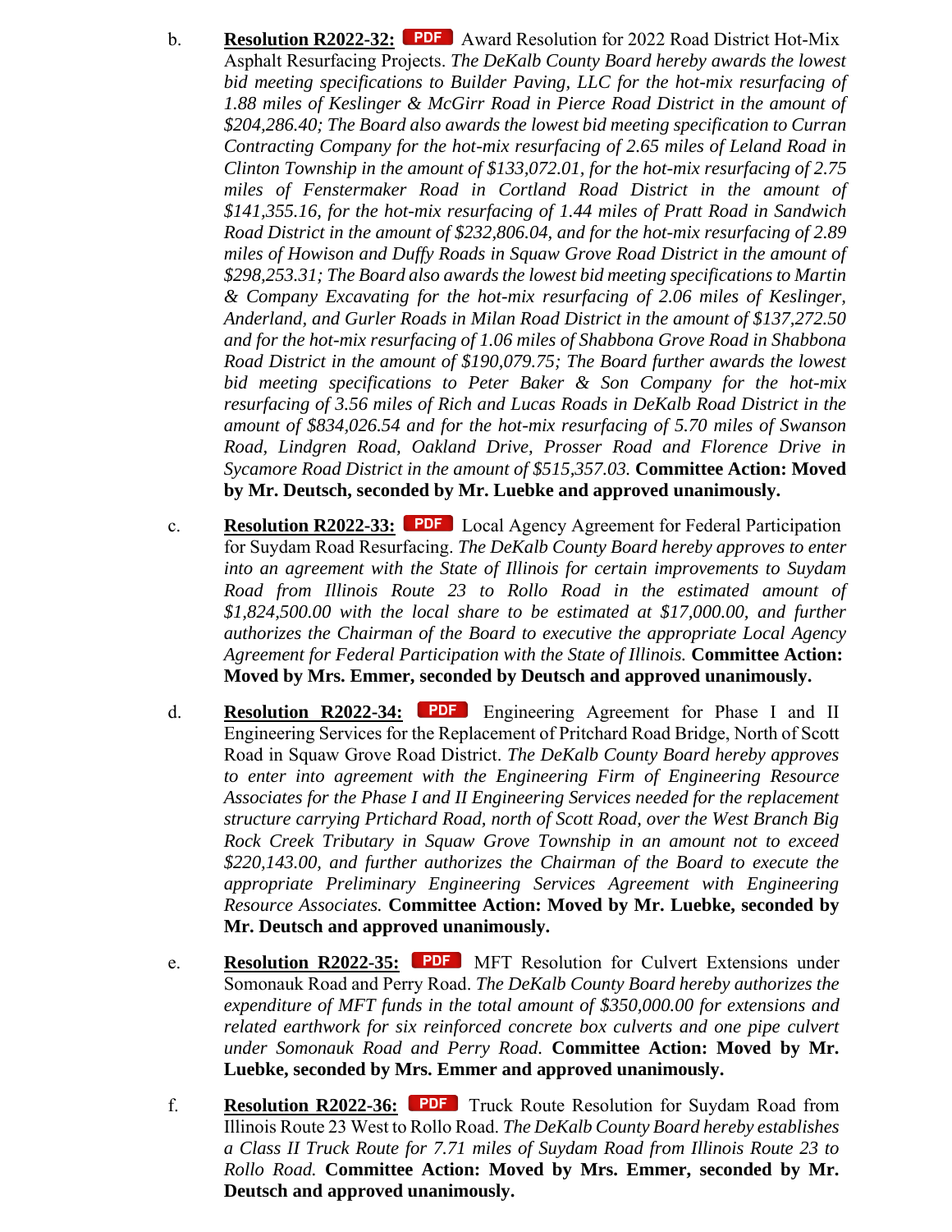b. **Resolution R2022-32:** PDF Award Resolution for 2022 Road District Hot-Mix Asphalt Resurfacing Projects. *The DeKalb County Board hereby awards the lowest bid meeting specifications to Builder Paving, LLC for the hot-mix resurfacing of 1.88 miles of Keslinger & McGirr Road in Pierce Road District in the amount of $204,286.40; The Board also awards the lowest bid meeting specification to Curran Contracting Company for the hot-mix resurfacing of 2.65 miles of Leland Road in Clinton Township in the amount of $133,072.01, for the hot-mix resurfacing of 2.75 miles of Fenstermaker Road in Cortland Road District in the amount of $141,355.16, for the hot-mix resurfacing of 1.44 miles of Pratt Road in Sandwich Road District in the amount of $232,806.04, and for the hot-mix resurfacing of 2.89 miles of Howison and Duffy Roads in Squaw Grove Road District in the amount of $298,253.31; The Board also awards the lowest bid meeting specifications to Martin & Company Excavating for the hot-mix resurfacing of 2.06 miles of Keslinger, Anderland, and Gurler Roads in Milan Road District in the amount of $137,272.50 and for the hot-mix resurfacing of 1.06 miles of Shabbona Grove Road in Shabbona Road District in the amount of $190,079.75; The Board further awards the lowest bid meeting specifications to Peter Baker & Son Company for the hot-mix resurfacing of 3.56 miles of Rich and Lucas Roads in DeKalb Road District in the amount of $834,026.54 and for the hot-mix resurfacing of 5.70 miles of Swanson Road, Lindgren Road, Oakland Drive, Prosser Road and Florence Drive in Sycamore Road District in the amount of $515,357.03.* **Committee Action: Moved by Mr. Deutsch, seconded by Mr. Luebke and approved unanimously.**

c. **Resolution R2022-33:** PDF Local Agency Agreement for Federal Participation for Suydam Road Resurfacing. *The DeKalb County Board hereby approves to enter into an agreement with the State of Illinois for certain improvements to Suydam Road from Illinois Route 23 to Rollo Road in the estimated amount of $1,824,500.00 with the local share to be estimated at $17,000.00, and further authorizes the Chairman of the Board to executive the appropriate Local Agency Agreement for Federal Participation with the State of Illinois.* **Committee Action: Moved by Mrs. Emmer, seconded by Deutsch and approved unanimously.**

d. **Resolution R2022-34:** PDF Engineering Agreement for Phase I and II Engineering Services for the Replacement of Pritchard Road Bridge, North of Scott Road in Squaw Grove Road District. *The DeKalb County Board hereby approves to enter into agreement with the Engineering Firm of Engineering Resource Associates for the Phase I and II Engineering Services needed for the replacement structure carrying Prtichard Road, north of Scott Road, over the West Branch Big Rock Creek Tributary in Squaw Grove Township in an amount not to exceed $220,143.00, and further authorizes the Chairman of the Board to execute the appropriate Preliminary Engineering Services Agreement with Engineering Resource Associates.* **Committee Action: Moved by Mr. Luebke, seconded by Mr. Deutsch and approved unanimously.**

e. **Resolution R2022-35:** PDF MFT Resolution for Culvert Extensions under Somonauk Road and Perry Road. *The DeKalb County Board hereby authorizes the expenditure of MFT funds in the total amount of $350,000.00 for extensions and related earthwork for six reinforced concrete box culverts and one pipe culvert under Somonauk Road and Perry Road.* **Committee Action: Moved by Mr. Luebke, seconded by Mrs. Emmer and approved unanimously.**

f. **Resolution R2022-36:** PDF Truck Route Resolution for Suydam Road from Illinois Route 23 West to Rollo Road. *The DeKalb County Board hereby establishes a Class II Truck Route for 7.71 miles of Suydam Road from Illinois Route 23 to Rollo Road.* **Committee Action: Moved by Mrs. Emmer, seconded by Mr. Deutsch and approved unanimously.**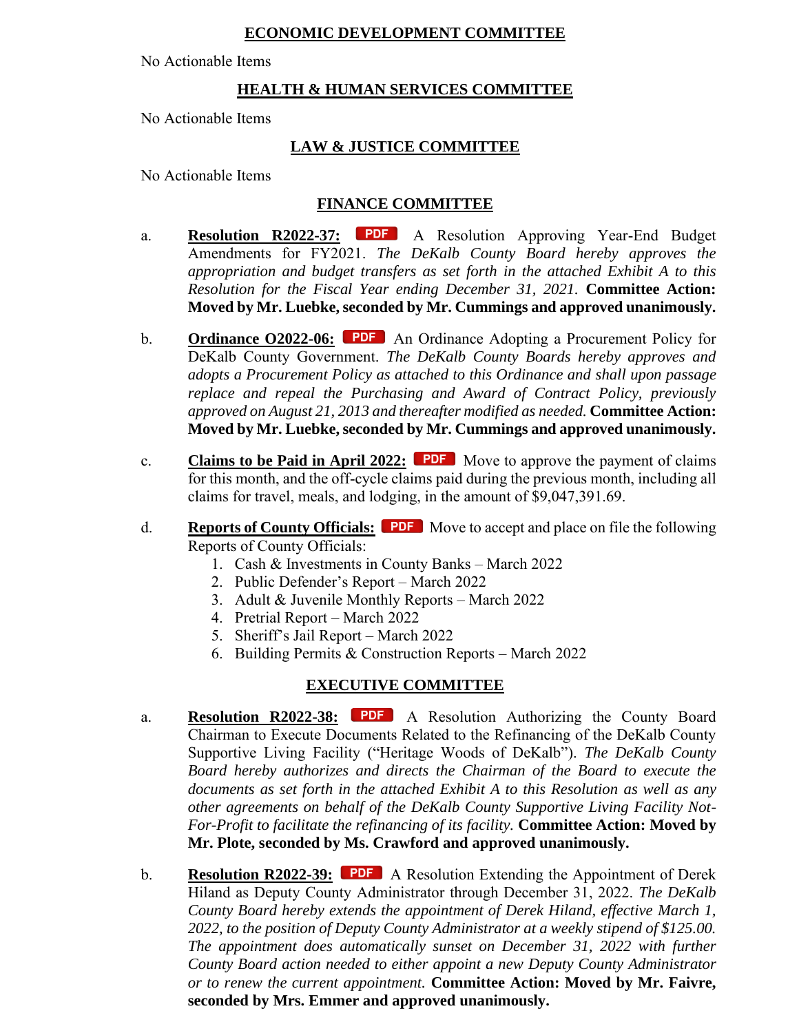## ECONOMIC DEVELOPMENT COMMITTEE

No Actionable Items

## HEALTH & HUMAN SERVICES COMMITTEE

No Actionable Items

## LAW & JUSTICE COMMITTEE

No Actionable Items

## FINANCE COMMITTEE

a. **Resolution R2022-37:** PDF A Resolution Approving Year-End Budget Amendments for FY2021. *The DeKalb County Board hereby approves the appropriation and budget transfers as set forth in the attached Exhibit A to this Resolution for the Fiscal Year ending December 31, 2021.* **Committee Action: Moved by Mr. Luebke, seconded by Mr. Cummings and approved unanimously.**

b. **Ordinance O2022-06:** PDF An Ordinance Adopting a Procurement Policy for DeKalb County Government. *The DeKalb County Boards hereby approves and adopts a Procurement Policy as attached to this Ordinance and shall upon passage replace and repeal the Purchasing and Award of Contract Policy, previously approved on August 21, 2013 and thereafter modified as needed.* **Committee Action: Moved by Mr. Luebke, seconded by Mr. Cummings and approved unanimously.**

c. **Claims to be Paid in April 2022:** PDF Move to approve the payment of claims for this month, and the off-cycle claims paid during the previous month, including all claims for travel, meals, and lodging, in the amount of $9,047,391.69.

d. **Reports of County Officials:** PDF Move to accept and place on file the following Reports of County Officials:
   1. Cash & Investments in County Banks – March 2022
   2. Public Defender's Report – March 2022
   3. Adult & Juvenile Monthly Reports – March 2022
   4. Pretrial Report – March 2022
   5. Sheriff's Jail Report – March 2022
   6. Building Permits & Construction Reports – March 2022

## EXECUTIVE COMMITTEE

a. **Resolution R2022-38:** PDF A Resolution Authorizing the County Board Chairman to Execute Documents Related to the Refinancing of the DeKalb County Supportive Living Facility ("Heritage Woods of DeKalb"). *The DeKalb County Board hereby authorizes and directs the Chairman of the Board to execute the documents as set forth in the attached Exhibit A to this Resolution as well as any other agreements on behalf of the DeKalb County Supportive Living Facility Not-For-Profit to facilitate the refinancing of its facility.* **Committee Action: Moved by Mr. Plote, seconded by Ms. Crawford and approved unanimously.**

b. **Resolution R2022-39:** PDF A Resolution Extending the Appointment of Derek Hiland as Deputy County Administrator through December 31, 2022. *The DeKalb County Board hereby extends the appointment of Derek Hiland, effective March 1, 2022, to the position of Deputy County Administrator at a weekly stipend of $125.00. The appointment does automatically sunset on December 31, 2022 with further County Board action needed to either appoint a new Deputy County Administrator or to renew the current appointment.* **Committee Action: Moved by Mr. Faivre, seconded by Mrs. Emmer and approved unanimously.**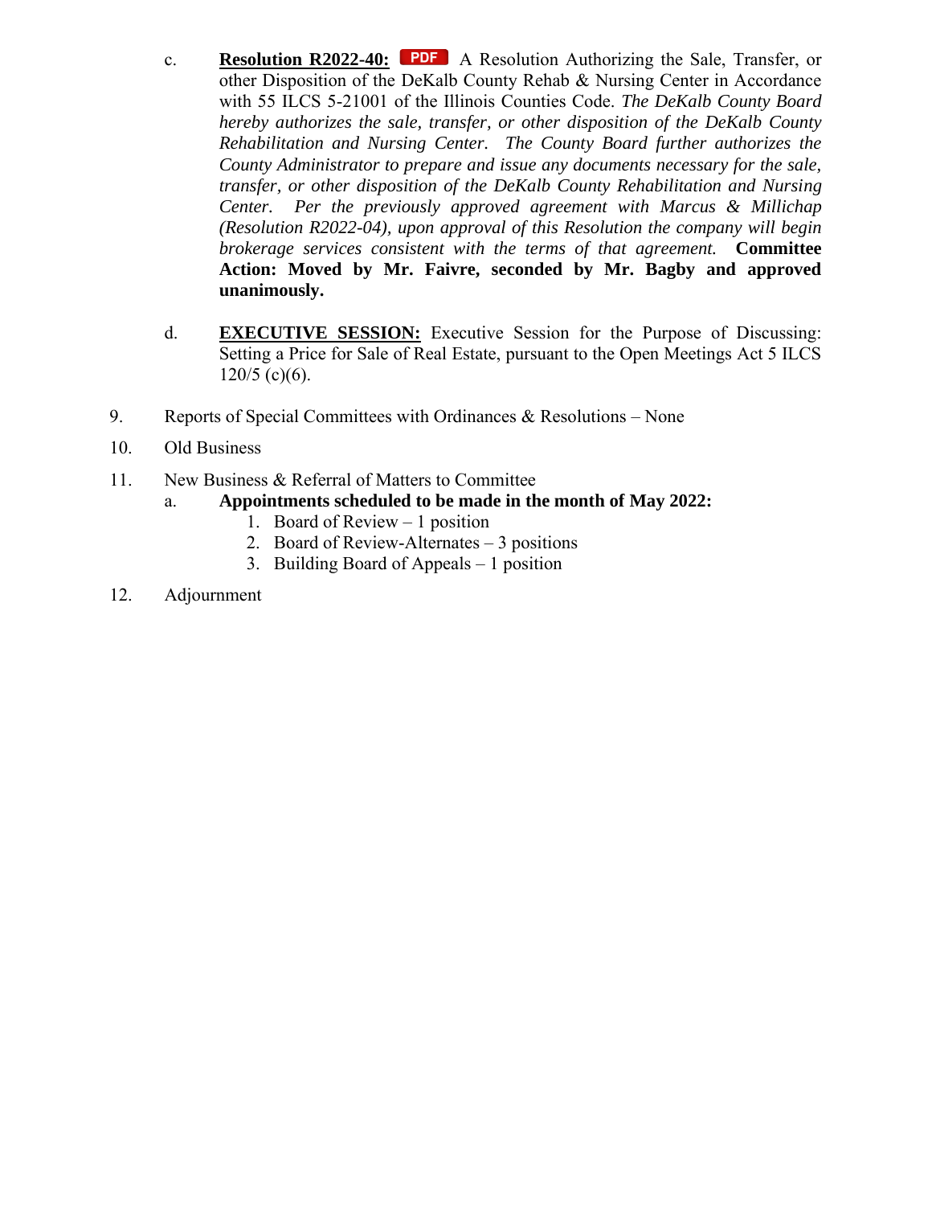c. **Resolution R2022-40:** PDF A Resolution Authorizing the Sale, Transfer, or other Disposition of the DeKalb County Rehab & Nursing Center in Accordance with 55 ILCS 5-21001 of the Illinois Counties Code. *The DeKalb County Board hereby authorizes the sale, transfer, or other disposition of the DeKalb County Rehabilitation and Nursing Center. The County Board further authorizes the County Administrator to prepare and issue any documents necessary for the sale, transfer, or other disposition of the DeKalb County Rehabilitation and Nursing Center. Per the previously approved agreement with Marcus & Millichap (Resolution R2022-04), upon approval of this Resolution the company will begin brokerage services consistent with the terms of that agreement.* **Committee Action: Moved by Mr. Faivre, seconded by Mr. Bagby and approved unanimously.**

d. **EXECUTIVE SESSION:** Executive Session for the Purpose of Discussing: Setting a Price for Sale of Real Estate, pursuant to the Open Meetings Act 5 ILCS 120/5 (c)(6).

9. Reports of Special Committees with Ordinances & Resolutions – None

10. Old Business

11. New Business & Referral of Matters to Committee

    a. **Appointments scheduled to be made in the month of May 2022:**

    1. Board of Review – 1 position
    2. Board of Review-Alternates – 3 positions
    3. Building Board of Appeals – 1 position

12. Adjournment